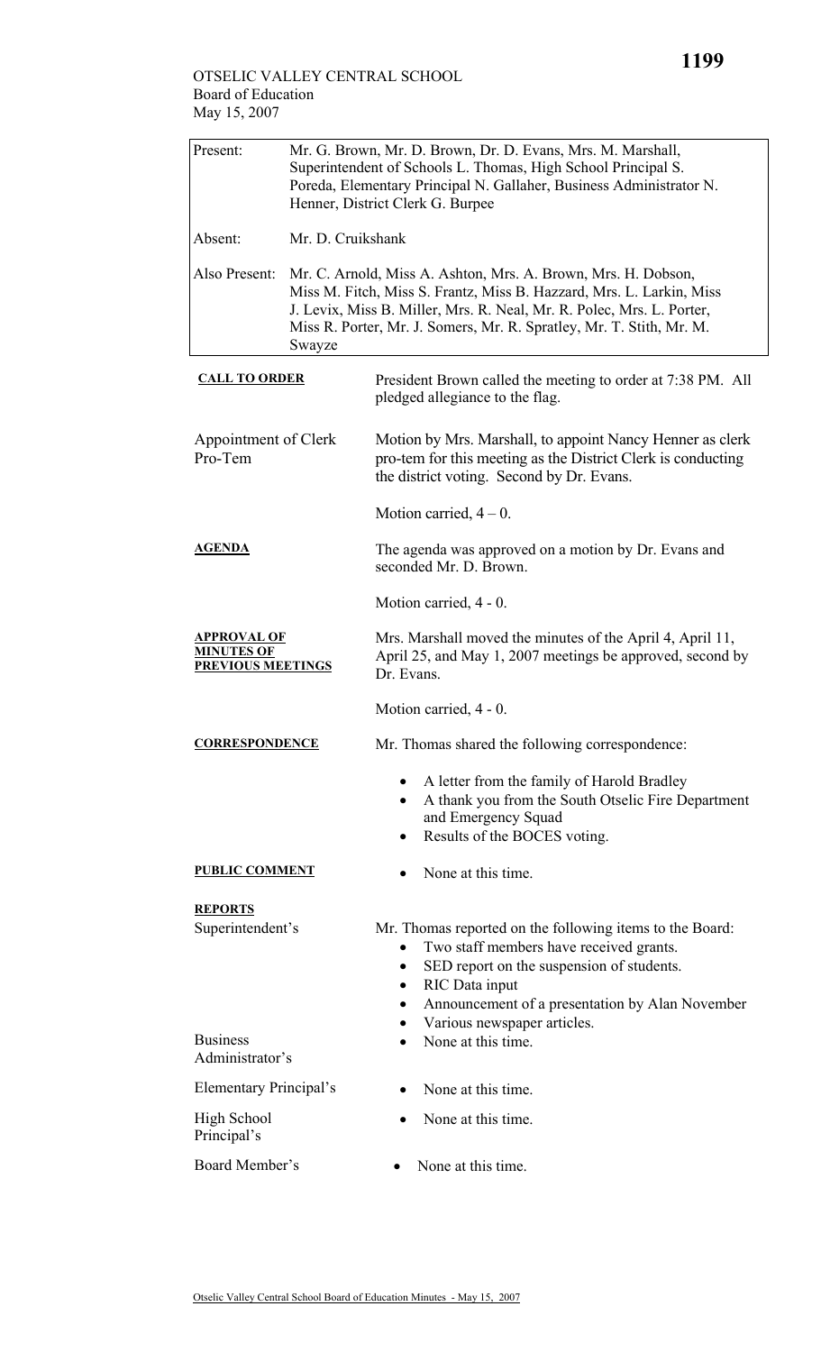OTSELIC VALLEY CENTRAL SCHOOL
Board of Education
May 15, 2007

| | |
|---|---|
| Present: | Mr. G. Brown, Mr. D. Brown, Dr. D. Evans, Mrs. M. Marshall, Superintendent of Schools L. Thomas, High School Principal S. Poreda, Elementary Principal N. Gallaher, Business Administrator N. Henner, District Clerk G. Burpee |
| Absent: | Mr. D. Cruikshank |
| Also Present: | Mr. C. Arnold, Miss A. Ashton, Mrs. A. Brown, Mrs. H. Dobson, Miss M. Fitch, Miss S. Frantz, Miss B. Hazzard, Mrs. L. Larkin, Miss J. Levix, Miss B. Miller, Mrs. R. Neal, Mr. R. Polec, Mrs. L. Porter, Miss R. Porter, Mr. J. Somers, Mr. R. Spratley, Mr. T. Stith, Mr. M. Swayze |

**CALL TO ORDER**

President Brown called the meeting to order at 7:38 PM. All pledged allegiance to the flag.

Appointment of Clerk Pro-Tem

Motion by Mrs. Marshall, to appoint Nancy Henner as clerk pro-tem for this meeting as the District Clerk is conducting the district voting. Second by Dr. Evans.

Motion carried, 4 – 0.

**AGENDA**

The agenda was approved on a motion by Dr. Evans and seconded Mr. D. Brown.

Motion carried, 4 - 0.

**APPROVAL OF MINUTES OF PREVIOUS MEETINGS**

Mrs. Marshall moved the minutes of the April 4, April 11, April 25, and May 1, 2007 meetings be approved, second by Dr. Evans.

Motion carried, 4 - 0.

**CORRESPONDENCE**

Mr. Thomas shared the following correspondence:

- A letter from the family of Harold Bradley
- A thank you from the South Otselic Fire Department and Emergency Squad
- Results of the BOCES voting.

**PUBLIC COMMENT**

- None at this time.

**REPORTS**

Superintendent's

Mr. Thomas reported on the following items to the Board:

- Two staff members have received grants.
- SED report on the suspension of students.
- RIC Data input
- Announcement of a presentation by Alan November
- Various newspaper articles.

Business Administrator's

- None at this time.

Elementary Principal's

- None at this time.

High School Principal's

- None at this time.

Board Member's

- None at this time.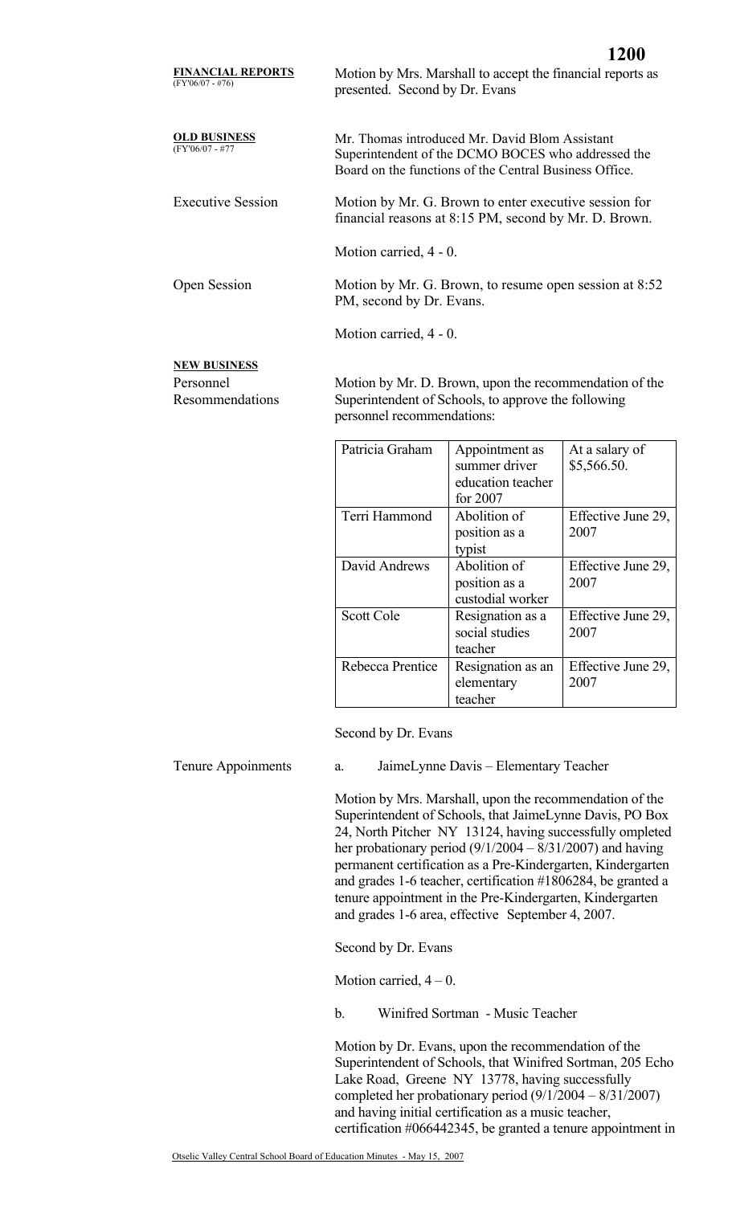**FINANCIAL REPORTS**
(FY'06/07 - #76)

Motion by Mrs. Marshall to accept the financial reports as presented. Second by Dr. Evans

**OLD BUSINESS**
(FY'06/07 - #77

Mr. Thomas introduced Mr. David Blom Assistant Superintendent of the DCMO BOCES who addressed the Board on the functions of the Central Business Office.

Executive Session

Motion by Mr. G. Brown to enter executive session for financial reasons at 8:15 PM, second by Mr. D. Brown.

Motion carried, 4 - 0.

Open Session

Motion by Mr. G. Brown, to resume open session at 8:52 PM, second by Dr. Evans.

Motion carried, 4 - 0.

**NEW BUSINESS**

Personnel Resommendations

Motion by Mr. D. Brown, upon the recommendation of the Superintendent of Schools, to approve the following personnel recommendations:

| | | |
|---|---|---|
| Patricia Graham | Appointment as summer driver education teacher for 2007 | At a salary of $5,566.50. |
| Terri Hammond | Abolition of position as a typist | Effective June 29, 2007 |
| David Andrews | Abolition of position as a custodial worker | Effective June 29, 2007 |
| Scott Cole | Resignation as a social studies teacher | Effective June 29, 2007 |
| Rebecca Prentice | Resignation as an elementary teacher | Effective June 29, 2007 |

Second by Dr. Evans

Tenure Appoinments

a. JaimeLynne Davis – Elementary Teacher

Motion by Mrs. Marshall, upon the recommendation of the Superintendent of Schools, that JaimeLynne Davis, PO Box 24, North Pitcher NY 13124, having successfully ompleted her probationary period (9/1/2004 – 8/31/2007) and having permanent certification as a Pre-Kindergarten, Kindergarten and grades 1-6 teacher, certification #1806284, be granted a tenure appointment in the Pre-Kindergarten, Kindergarten and grades 1-6 area, effective September 4, 2007.

Second by Dr. Evans

Motion carried, 4 – 0.

b. Winifred Sortman - Music Teacher

Motion by Dr. Evans, upon the recommendation of the Superintendent of Schools, that Winifred Sortman, 205 Echo Lake Road, Greene NY 13778, having successfully completed her probationary period (9/1/2004 – 8/31/2007) and having initial certification as a music teacher, certification #066442345, be granted a tenure appointment in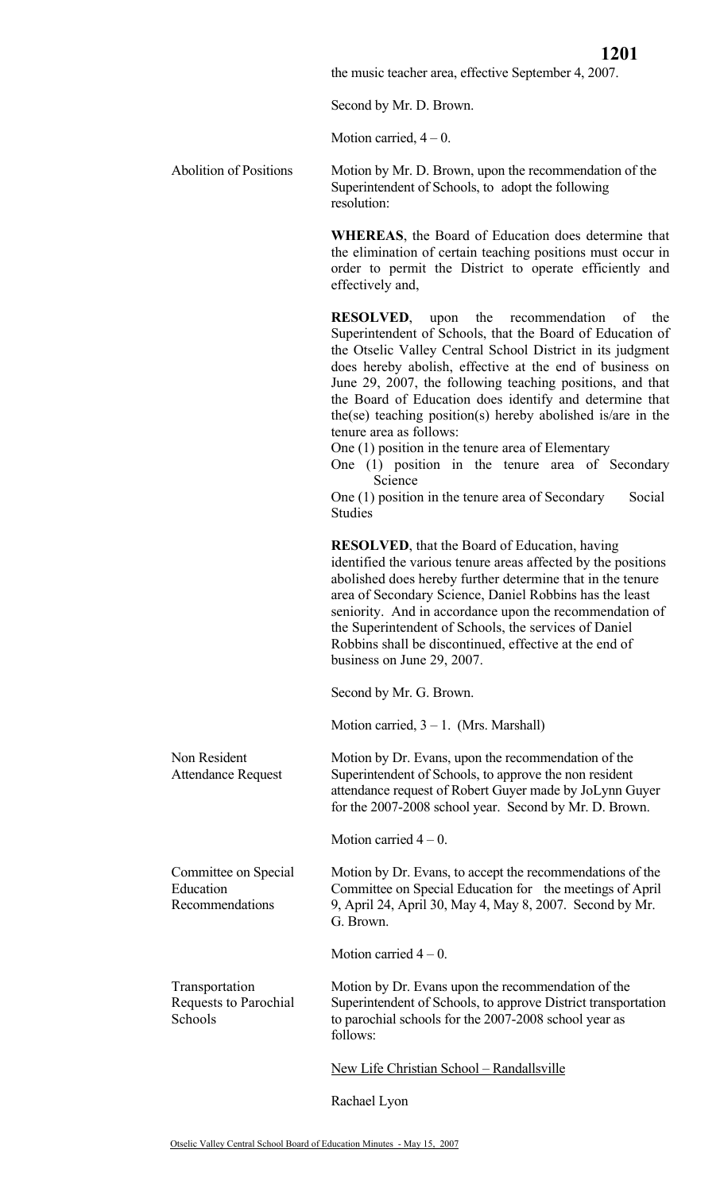the music teacher area, effective September 4, 2007.

Second by Mr. D. Brown.

Motion carried, 4 – 0.

**Abolition of Positions**

Motion by Mr. D. Brown, upon the recommendation of the Superintendent of Schools, to adopt the following resolution:

**WHEREAS**, the Board of Education does determine that the elimination of certain teaching positions must occur in order to permit the District to operate efficiently and effectively and,

**RESOLVED**, upon the recommendation of the Superintendent of Schools, that the Board of Education of the Otselic Valley Central School District in its judgment does hereby abolish, effective at the end of business on June 29, 2007, the following teaching positions, and that the Board of Education does identify and determine that the(se) teaching position(s) hereby abolished is/are in the tenure area as follows:

One (1) position in the tenure area of Elementary
One (1) position in the tenure area of Secondary Science
One (1) position in the tenure area of Secondary Social Studies

**RESOLVED**, that the Board of Education, having identified the various tenure areas affected by the positions abolished does hereby further determine that in the tenure area of Secondary Science, Daniel Robbins has the least seniority. And in accordance upon the recommendation of the Superintendent of Schools, the services of Daniel Robbins shall be discontinued, effective at the end of business on June 29, 2007.

Second by Mr. G. Brown.

Motion carried, 3 – 1. (Mrs. Marshall)

**Non Resident Attendance Request**

Motion by Dr. Evans, upon the recommendation of the Superintendent of Schools, to approve the non resident attendance request of Robert Guyer made by JoLynn Guyer for the 2007-2008 school year. Second by Mr. D. Brown.

Motion carried 4 – 0.

**Committee on Special Education Recommendations**

Motion by Dr. Evans, to accept the recommendations of the Committee on Special Education for the meetings of April 9, April 24, April 30, May 4, May 8, 2007. Second by Mr. G. Brown.

Motion carried 4 – 0.

**Transportation Requests to Parochial Schools**

Motion by Dr. Evans upon the recommendation of the Superintendent of Schools, to approve District transportation to parochial schools for the 2007-2008 school year as follows:

New Life Christian School – Randallsville

Rachael Lyon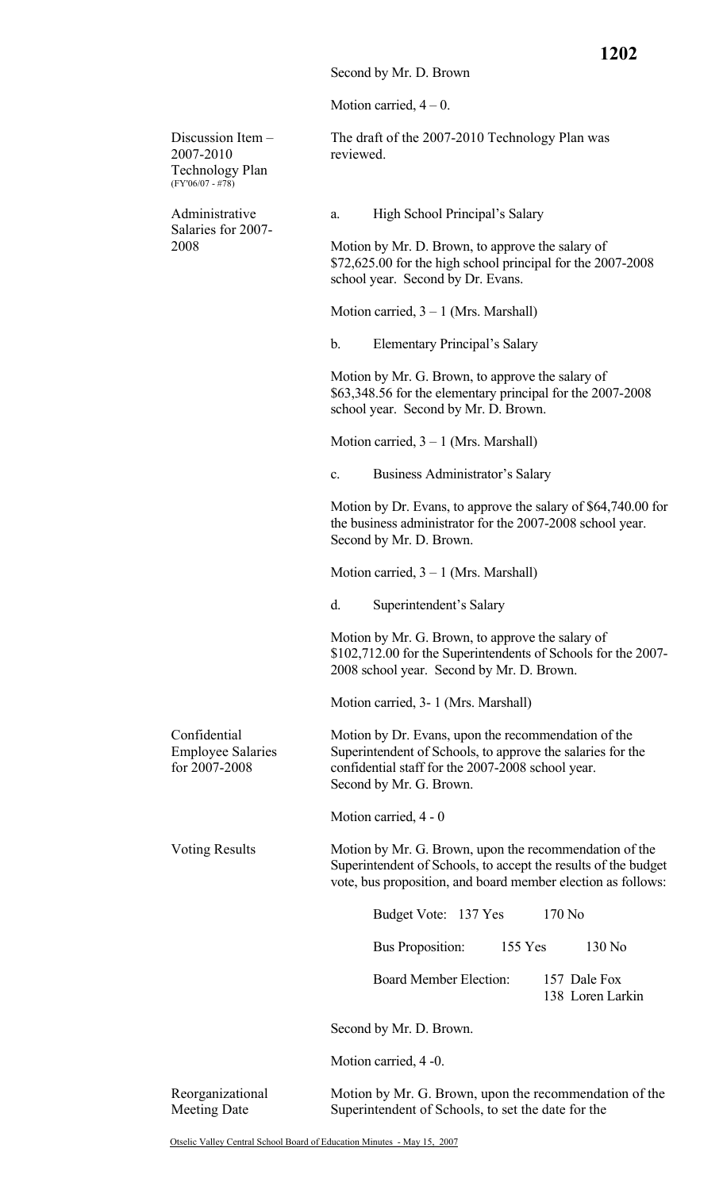Second by Mr. D. Brown

Motion carried, 4 – 0.

**Discussion Item – 2007-2010 Technology Plan** (FY'06/07 - #78)

The draft of the 2007-2010 Technology Plan was reviewed.

**Administrative Salaries for 2007-2008**

a. High School Principal's Salary

Motion by Mr. D. Brown, to approve the salary of $72,625.00 for the high school principal for the 2007-2008 school year. Second by Dr. Evans.

Motion carried, 3 – 1 (Mrs. Marshall)

b. Elementary Principal's Salary

Motion by Mr. G. Brown, to approve the salary of $63,348.56 for the elementary principal for the 2007-2008 school year. Second by Mr. D. Brown.

Motion carried, 3 – 1 (Mrs. Marshall)

c. Business Administrator's Salary

Motion by Dr. Evans, to approve the salary of $64,740.00 for the business administrator for the 2007-2008 school year. Second by Mr. D. Brown.

Motion carried, 3 – 1 (Mrs. Marshall)

d. Superintendent's Salary

Motion by Mr. G. Brown, to approve the salary of $102,712.00 for the Superintendents of Schools for the 2007-2008 school year. Second by Mr. D. Brown.

Motion carried, 3- 1 (Mrs. Marshall)

**Confidential Employee Salaries for 2007-2008**

Motion by Dr. Evans, upon the recommendation of the Superintendent of Schools, to approve the salaries for the confidential staff for the 2007-2008 school year. Second by Mr. G. Brown.

Motion carried, 4 - 0

**Voting Results**

Motion by Mr. G. Brown, upon the recommendation of the Superintendent of Schools, to accept the results of the budget vote, bus proposition, and board member election as follows:

Budget Vote: 137 Yes 170 No

Bus Proposition: 155 Yes 130 No

Board Member Election: 157 Dale Fox
138 Loren Larkin

Second by Mr. D. Brown.

Motion carried, 4 -0.

**Reorganizational Meeting Date**

Motion by Mr. G. Brown, upon the recommendation of the Superintendent of Schools, to set the date for the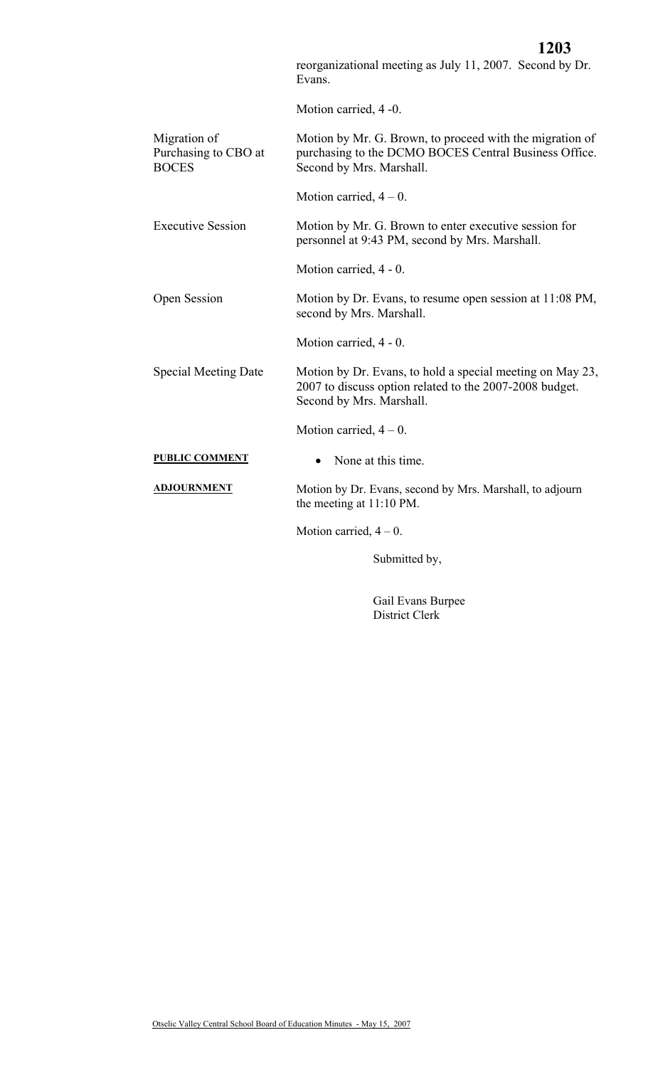reorganizational meeting as July 11, 2007. Second by Dr. Evans.

Motion carried, 4 -0.

**Migration of Purchasing to CBO at BOCES**

Motion by Mr. G. Brown, to proceed with the migration of purchasing to the DCMO BOCES Central Business Office. Second by Mrs. Marshall.

Motion carried, 4 – 0.

**Executive Session**

Motion by Mr. G. Brown to enter executive session for personnel at 9:43 PM, second by Mrs. Marshall.

Motion carried, 4 - 0.

**Open Session**

Motion by Dr. Evans, to resume open session at 11:08 PM, second by Mrs. Marshall.

Motion carried, 4 - 0.

**Special Meeting Date**

Motion by Dr. Evans, to hold a special meeting on May 23, 2007 to discuss option related to the 2007-2008 budget. Second by Mrs. Marshall.

Motion carried, 4 – 0.

**PUBLIC COMMENT**

- None at this time.

**ADJOURNMENT**

Motion by Dr. Evans, second by Mrs. Marshall, to adjourn the meeting at 11:10 PM.

Motion carried, 4 – 0.

Submitted by,

Gail Evans Burpee
District Clerk